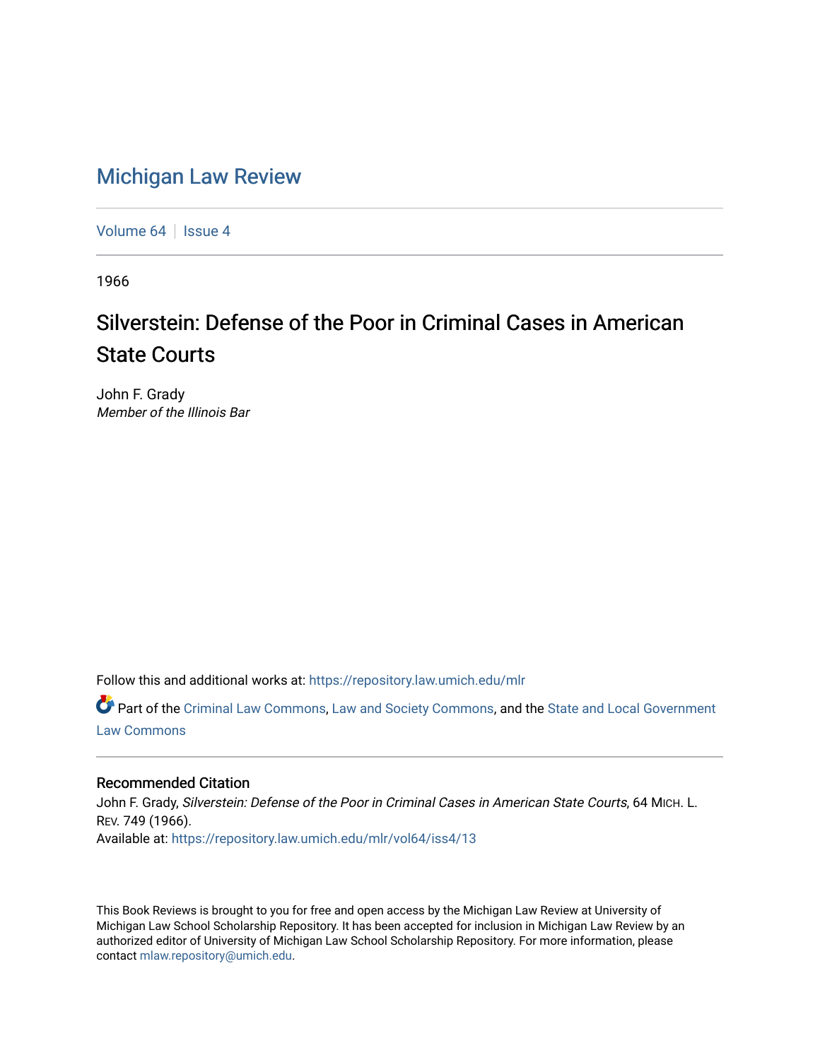# Michigan Law Review

Volume 64 | Issue 4

1966

## Silverstein: Defense of the Poor in Criminal Cases in American State Courts

John F. Grady
*Member of the Illinois Bar*

Follow this and additional works at: https://repository.law.umich.edu/mlr

Part of the Criminal Law Commons, Law and Society Commons, and the State and Local Government Law Commons

### Recommended Citation

John F. Grady, *Silverstein: Defense of the Poor in Criminal Cases in American State Courts*, 64 MICH. L. REV. 749 (1966).

Available at: https://repository.law.umich.edu/mlr/vol64/iss4/13

This Book Reviews is brought to you for free and open access by the Michigan Law Review at University of Michigan Law School Scholarship Repository. It has been accepted for inclusion in Michigan Law Review by an authorized editor of University of Michigan Law School Scholarship Repository. For more information, please contact mlaw.repository@umich.edu.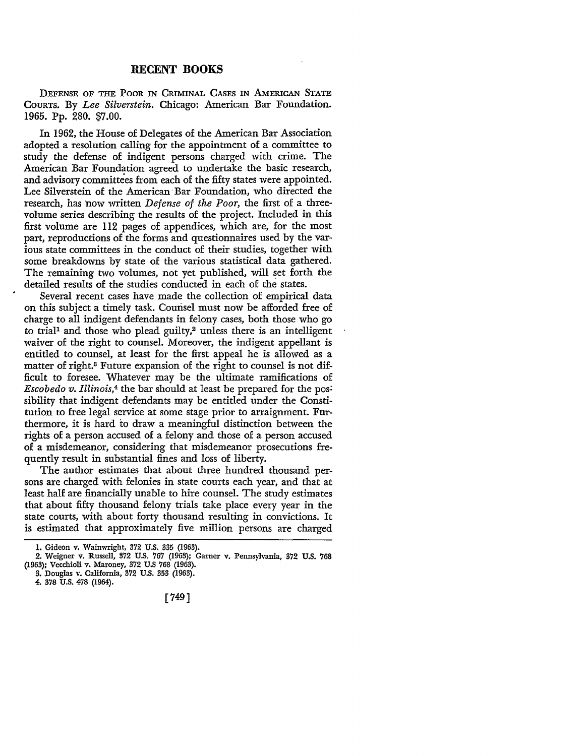# RECENT BOOKS

DEFENSE OF THE POOR IN CRIMINAL CASES IN AMERICAN STATE COURTS. By *Lee Silverstein*. Chicago: American Bar Foundation. 1965. Pp. 280. $7.00.

In 1962, the House of Delegates of the American Bar Association adopted a resolution calling for the appointment of a committee to study the defense of indigent persons charged with crime. The American Bar Foundation agreed to undertake the basic research, and advisory committees from each of the fifty states were appointed. Lee Silverstein of the American Bar Foundation, who directed the research, has now written *Defense of the Poor*, the first of a three-volume series describing the results of the project. Included in this first volume are 112 pages of appendices, which are, for the most part, reproductions of the forms and questionnaires used by the various state committees in the conduct of their studies, together with some breakdowns by state of the various statistical data gathered. The remaining two volumes, not yet published, will set forth the detailed results of the studies conducted in each of the states.

Several recent cases have made the collection of empirical data on this subject a timely task. Counsel must now be afforded free of charge to all indigent defendants in felony cases, both those who go to trial[1] and those who plead guilty,[2] unless there is an intelligent waiver of the right to counsel. Moreover, the indigent appellant is entitled to counsel, at least for the first appeal he is allowed as a matter of right.[3] Future expansion of the right to counsel is not difficult to foresee. Whatever may be the ultimate ramifications of *Escobedo v. Illinois*,[4] the bar should at least be prepared for the possibility that indigent defendants may be entitled under the Constitution to free legal service at some stage prior to arraignment. Furthermore, it is hard to draw a meaningful distinction between the rights of a person accused of a felony and those of a person accused of a misdemeanor, considering that misdemeanor prosecutions frequently result in substantial fines and loss of liberty.

The author estimates that about three hundred thousand persons are charged with felonies in state courts each year, and that at least half are financially unable to hire counsel. The study estimates that about fifty thousand felony trials take place every year in the state courts, with about forty thousand resulting in convictions. It is estimated that approximately five million persons are charged

---

1. Gideon v. Wainwright, 372 U.S. 335 (1963).
2. Weigner v. Russell, 372 U.S. 767 (1963); Garner v. Pennsylvania, 372 U.S. 768 (1963); Vecchioli v. Maroney, 372 U.S 768 (1963).
3. Douglas v. California, 372 U.S. 353 (1963).
4. 378 U.S. 478 (1964).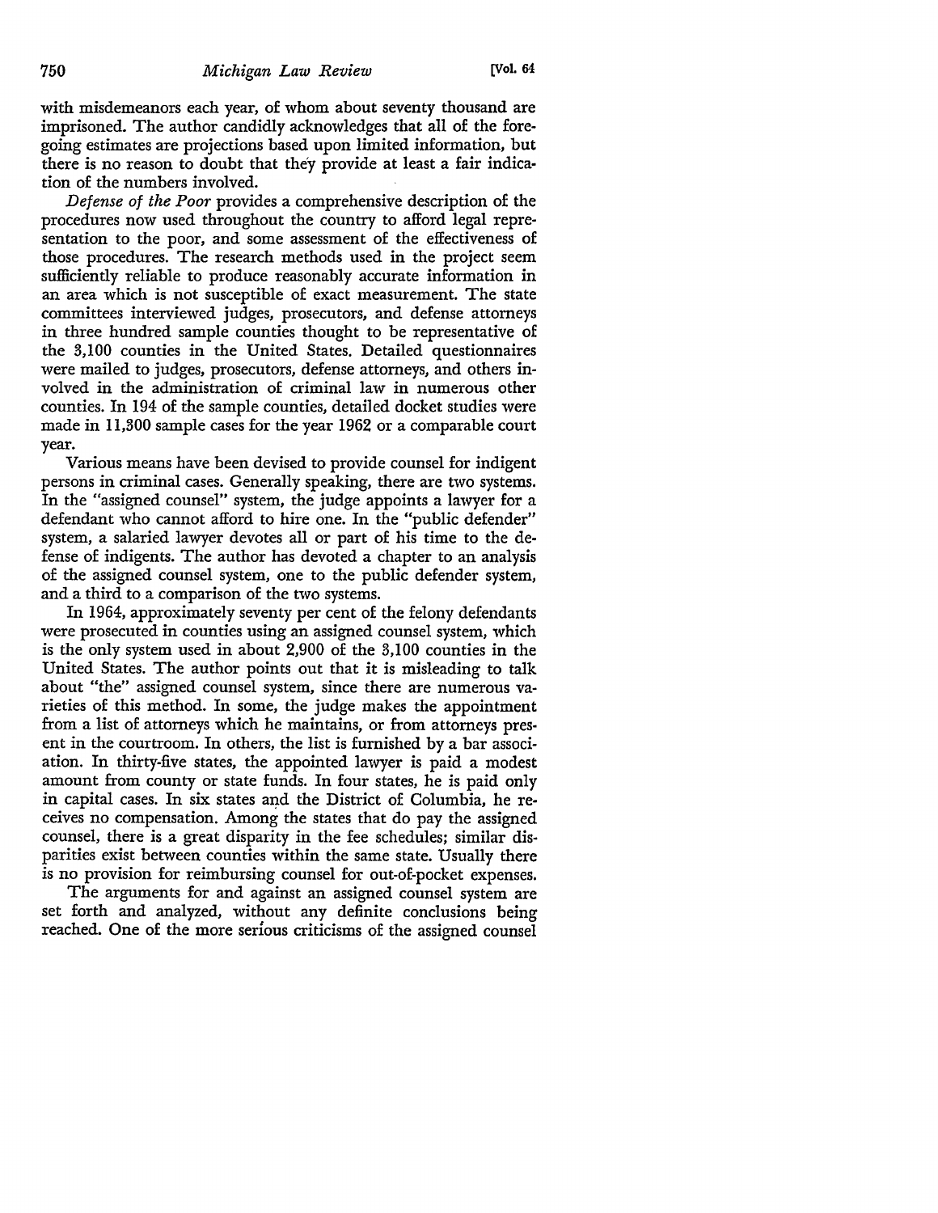with misdemeanors each year, of whom about seventy thousand are imprisoned. The author candidly acknowledges that all of the foregoing estimates are projections based upon limited information, but there is no reason to doubt that they provide at least a fair indication of the numbers involved.

*Defense of the Poor* provides a comprehensive description of the procedures now used throughout the country to afford legal representation to the poor, and some assessment of the effectiveness of those procedures. The research methods used in the project seem sufficiently reliable to produce reasonably accurate information in an area which is not susceptible of exact measurement. The state committees interviewed judges, prosecutors, and defense attorneys in three hundred sample counties thought to be representative of the 3,100 counties in the United States. Detailed questionnaires were mailed to judges, prosecutors, defense attorneys, and others involved in the administration of criminal law in numerous other counties. In 194 of the sample counties, detailed docket studies were made in 11,300 sample cases for the year 1962 or a comparable court year.

Various means have been devised to provide counsel for indigent persons in criminal cases. Generally speaking, there are two systems. In the "assigned counsel" system, the judge appoints a lawyer for a defendant who cannot afford to hire one. In the "public defender" system, a salaried lawyer devotes all or part of his time to the defense of indigents. The author has devoted a chapter to an analysis of the assigned counsel system, one to the public defender system, and a third to a comparison of the two systems.

In 1964, approximately seventy per cent of the felony defendants were prosecuted in counties using an assigned counsel system, which is the only system used in about 2,900 of the 3,100 counties in the United States. The author points out that it is misleading to talk about "the" assigned counsel system, since there are numerous varieties of this method. In some, the judge makes the appointment from a list of attorneys which he maintains, or from attorneys present in the courtroom. In others, the list is furnished by a bar association. In thirty-five states, the appointed lawyer is paid a modest amount from county or state funds. In four states, he is paid only in capital cases. In six states and the District of Columbia, he receives no compensation. Among the states that do pay the assigned counsel, there is a great disparity in the fee schedules; similar disparities exist between counties within the same state. Usually there is no provision for reimbursing counsel for out-of-pocket expenses.

The arguments for and against an assigned counsel system are set forth and analyzed, without any definite conclusions being reached. One of the more serious criticisms of the assigned counsel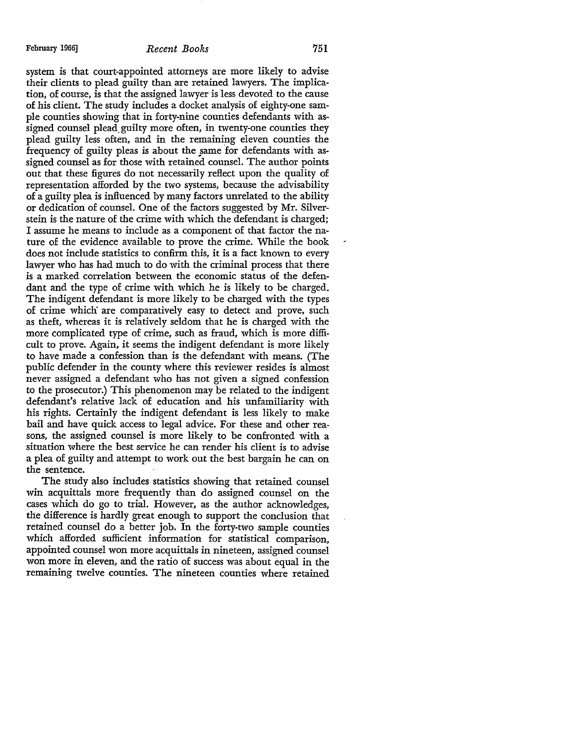system is that court-appointed attorneys are more likely to advise their clients to plead guilty than are retained lawyers. The implication, of course, is that the assigned lawyer is less devoted to the cause of his client. The study includes a docket analysis of eighty-one sample counties showing that in forty-nine counties defendants with assigned counsel plead guilty more often, in twenty-one counties they plead guilty less often, and in the remaining eleven counties the frequency of guilty pleas is about the same for defendants with assigned counsel as for those with retained counsel. The author points out that these figures do not necessarily reflect upon the quality of representation afforded by the two systems, because the advisability of a guilty plea is influenced by many factors unrelated to the ability or dedication of counsel. One of the factors suggested by Mr. Silverstein is the nature of the crime with which the defendant is charged; I assume he means to include as a component of that factor the nature of the evidence available to prove the crime. While the book does not include statistics to confirm this, it is a fact known to every lawyer who has had much to do with the criminal process that there is a marked correlation between the economic status of the defendant and the type of crime with which he is likely to be charged. The indigent defendant is more likely to be charged with the types of crime which are comparatively easy to detect and prove, such as theft, whereas it is relatively seldom that he is charged with the more complicated type of crime, such as fraud, which is more difficult to prove. Again, it seems the indigent defendant is more likely to have made a confession than is the defendant with means. (The public defender in the county where this reviewer resides is almost never assigned a defendant who has not given a signed confession to the prosecutor.) This phenomenon may be related to the indigent defendant's relative lack of education and his unfamiliarity with his rights. Certainly the indigent defendant is less likely to make bail and have quick access to legal advice. For these and other reasons, the assigned counsel is more likely to be confronted with a situation where the best service he can render his client is to advise a plea of guilty and attempt to work out the best bargain he can on the sentence.

The study also includes statistics showing that retained counsel win acquittals more frequently than do assigned counsel on the cases which do go to trial. However, as the author acknowledges, the difference is hardly great enough to support the conclusion that retained counsel do a better job. In the forty-two sample counties which afforded sufficient information for statistical comparison, appointed counsel won more acquittals in nineteen, assigned counsel won more in eleven, and the ratio of success was about equal in the remaining twelve counties. The nineteen counties where retained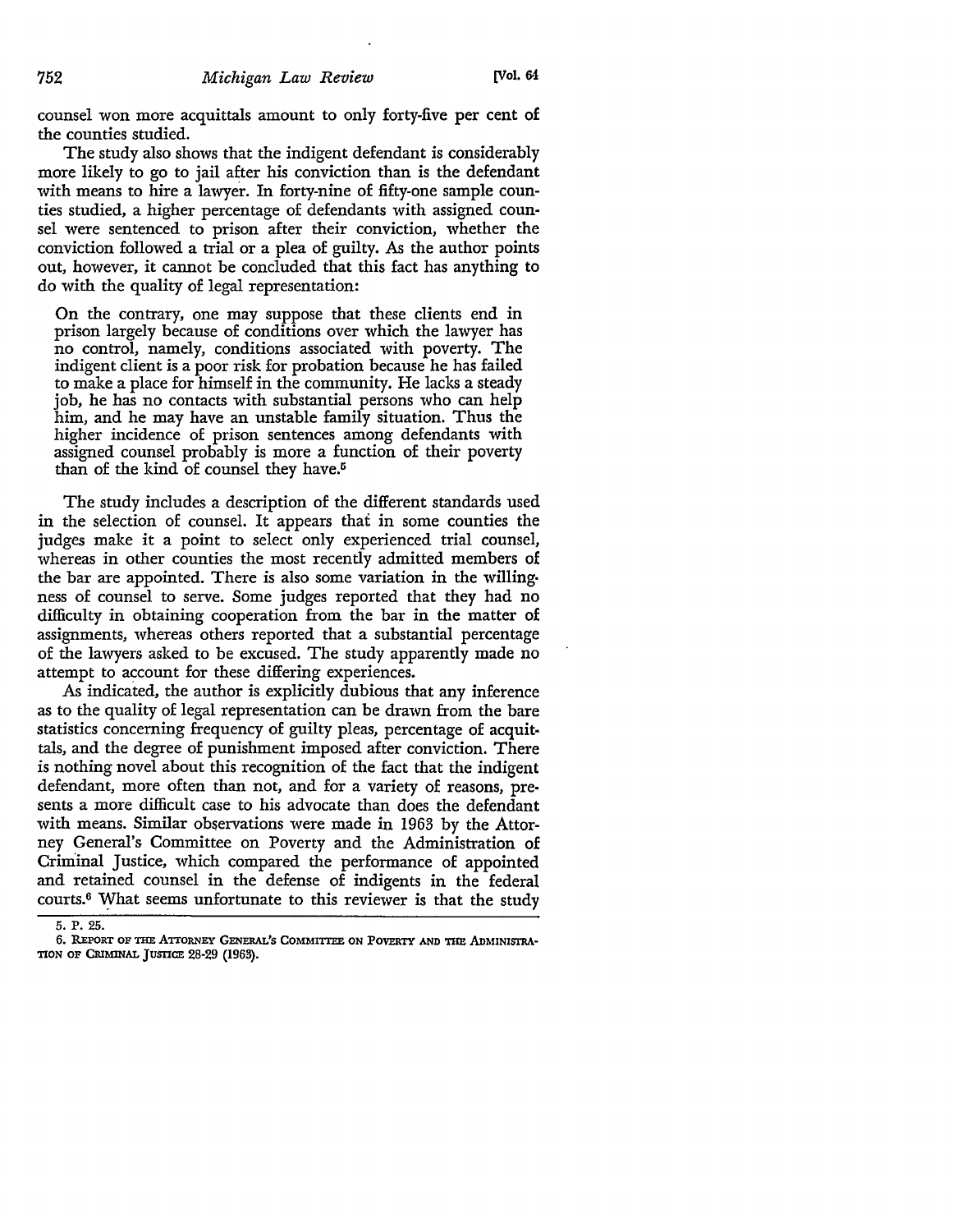counsel won more acquittals amount to only forty-five per cent of the counties studied.

The study also shows that the indigent defendant is considerably more likely to go to jail after his conviction than is the defendant with means to hire a lawyer. In forty-nine of fifty-one sample counties studied, a higher percentage of defendants with assigned counsel were sentenced to prison after their conviction, whether the conviction followed a trial or a plea of guilty. As the author points out, however, it cannot be concluded that this fact has anything to do with the quality of legal representation:

> On the contrary, one may suppose that these clients end in prison largely because of conditions over which the lawyer has no control, namely, conditions associated with poverty. The indigent client is a poor risk for probation because he has failed to make a place for himself in the community. He lacks a steady job, he has no contacts with substantial persons who can help him, and he may have an unstable family situation. Thus the higher incidence of prison sentences among defendants with assigned counsel probably is more a function of their poverty than of the kind of counsel they have.[5]

The study includes a description of the different standards used in the selection of counsel. It appears that in some counties the judges make it a point to select only experienced trial counsel, whereas in other counties the most recently admitted members of the bar are appointed. There is also some variation in the willingness of counsel to serve. Some judges reported that they had no difficulty in obtaining cooperation from the bar in the matter of assignments, whereas others reported that a substantial percentage of the lawyers asked to be excused. The study apparently made no attempt to account for these differing experiences.

As indicated, the author is explicitly dubious that any inference as to the quality of legal representation can be drawn from the bare statistics concerning frequency of guilty pleas, percentage of acquittals, and the degree of punishment imposed after conviction. There is nothing novel about this recognition of the fact that the indigent defendant, more often than not, and for a variety of reasons, presents a more difficult case to his advocate than does the defendant with means. Similar observations were made in 1963 by the Attorney General's Committee on Poverty and the Administration of Criminal Justice, which compared the performance of appointed and retained counsel in the defense of indigents in the federal courts.[6] What seems unfortunate to this reviewer is that the study

---

5. P. 25.

6. Report of the Attorney General's Committee on Poverty and the Administration of Criminal Justice 28-29 (1963).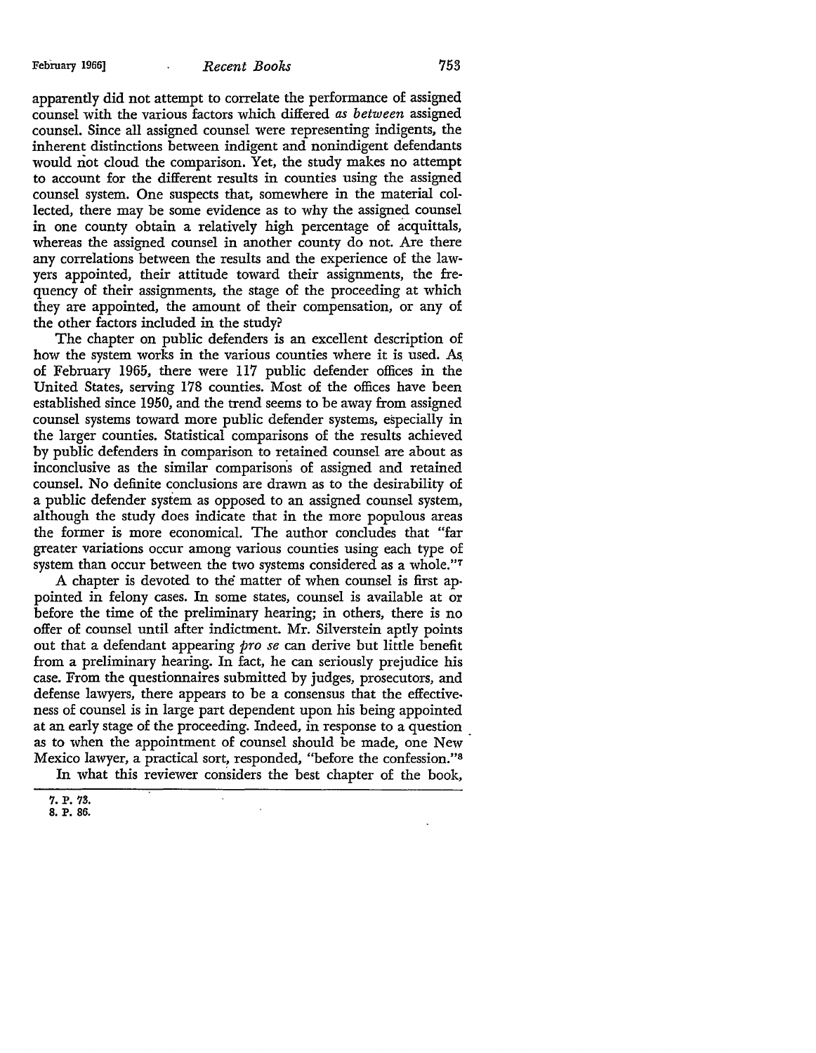apparently did not attempt to correlate the performance of assigned counsel with the various factors which differed *as between* assigned counsel. Since all assigned counsel were representing indigents, the inherent distinctions between indigent and nonindigent defendants would not cloud the comparison. Yet, the study makes no attempt to account for the different results in counties using the assigned counsel system. One suspects that, somewhere in the material collected, there may be some evidence as to why the assigned counsel in one county obtain a relatively high percentage of acquittals, whereas the assigned counsel in another county do not. Are there any correlations between the results and the experience of the lawyers appointed, their attitude toward their assignments, the frequency of their assignments, the stage of the proceeding at which they are appointed, the amount of their compensation, or any of the other factors included in the study?

The chapter on public defenders is an excellent description of how the system works in the various counties where it is used. As of February 1965, there were 117 public defender offices in the United States, serving 178 counties. Most of the offices have been established since 1950, and the trend seems to be away from assigned counsel systems toward more public defender systems, especially in the larger counties. Statistical comparisons of the results achieved by public defenders in comparison to retained counsel are about as inconclusive as the similar comparisons of assigned and retained counsel. No definite conclusions are drawn as to the desirability of a public defender system as opposed to an assigned counsel system, although the study does indicate that in the more populous areas the former is more economical. The author concludes that "far greater variations occur among various counties using each type of system than occur between the two systems considered as a whole."[7]

A chapter is devoted to the matter of when counsel is first appointed in felony cases. In some states, counsel is available at or before the time of the preliminary hearing; in others, there is no offer of counsel until after indictment. Mr. Silverstein aptly points out that a defendant appearing *pro se* can derive but little benefit from a preliminary hearing. In fact, he can seriously prejudice his case. From the questionnaires submitted by judges, prosecutors, and defense lawyers, there appears to be a consensus that the effectiveness of counsel is in large part dependent upon his being appointed at an early stage of the proceeding. Indeed, in response to a question as to when the appointment of counsel should be made, one New Mexico lawyer, a practical sort, responded, "before the confession."[8]

In what this reviewer considers the best chapter of the book,

---

7. P. 73.
8. P. 86.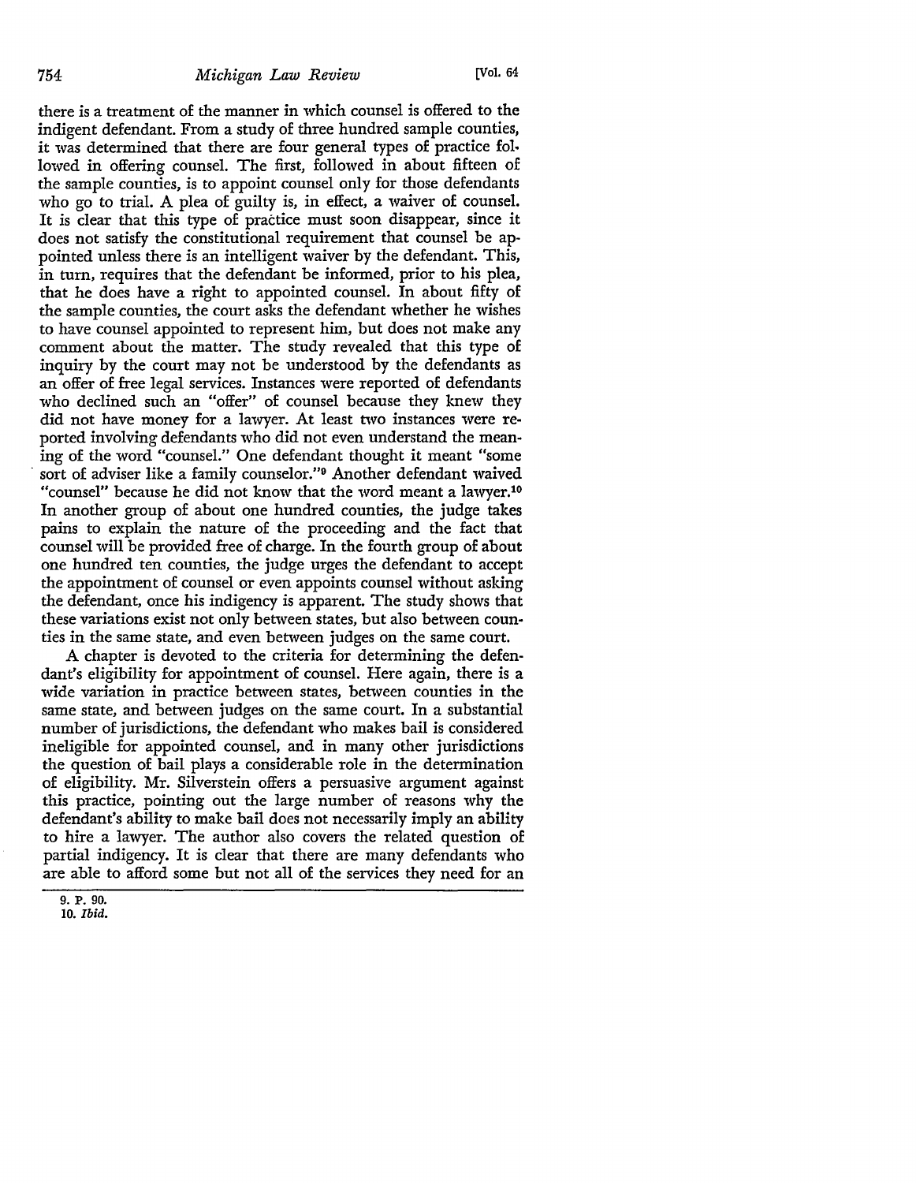there is a treatment of the manner in which counsel is offered to the indigent defendant. From a study of three hundred sample counties, it was determined that there are four general types of practice followed in offering counsel. The first, followed in about fifteen of the sample counties, is to appoint counsel only for those defendants who go to trial. A plea of guilty is, in effect, a waiver of counsel. It is clear that this type of practice must soon disappear, since it does not satisfy the constitutional requirement that counsel be appointed unless there is an intelligent waiver by the defendant. This, in turn, requires that the defendant be informed, prior to his plea, that he does have a right to appointed counsel. In about fifty of the sample counties, the court asks the defendant whether he wishes to have counsel appointed to represent him, but does not make any comment about the matter. The study revealed that this type of inquiry by the court may not be understood by the defendants as an offer of free legal services. Instances were reported of defendants who declined such an "offer" of counsel because they knew they did not have money for a lawyer. At least two instances were reported involving defendants who did not even understand the meaning of the word "counsel." One defendant thought it meant "some sort of adviser like a family counselor."[9] Another defendant waived "counsel" because he did not know that the word meant a lawyer.[10] In another group of about one hundred counties, the judge takes pains to explain the nature of the proceeding and the fact that counsel will be provided free of charge. In the fourth group of about one hundred ten counties, the judge urges the defendant to accept the appointment of counsel or even appoints counsel without asking the defendant, once his indigency is apparent. The study shows that these variations exist not only between states, but also between counties in the same state, and even between judges on the same court.

A chapter is devoted to the criteria for determining the defendant's eligibility for appointment of counsel. Here again, there is a wide variation in practice between states, between counties in the same state, and between judges on the same court. In a substantial number of jurisdictions, the defendant who makes bail is considered ineligible for appointed counsel, and in many other jurisdictions the question of bail plays a considerable role in the determination of eligibility. Mr. Silverstein offers a persuasive argument against this practice, pointing out the large number of reasons why the defendant's ability to make bail does not necessarily imply an ability to hire a lawyer. The author also covers the related question of partial indigency. It is clear that there are many defendants who are able to afford some but not all of the services they need for an

9. P. 90.

10. *Ibid.*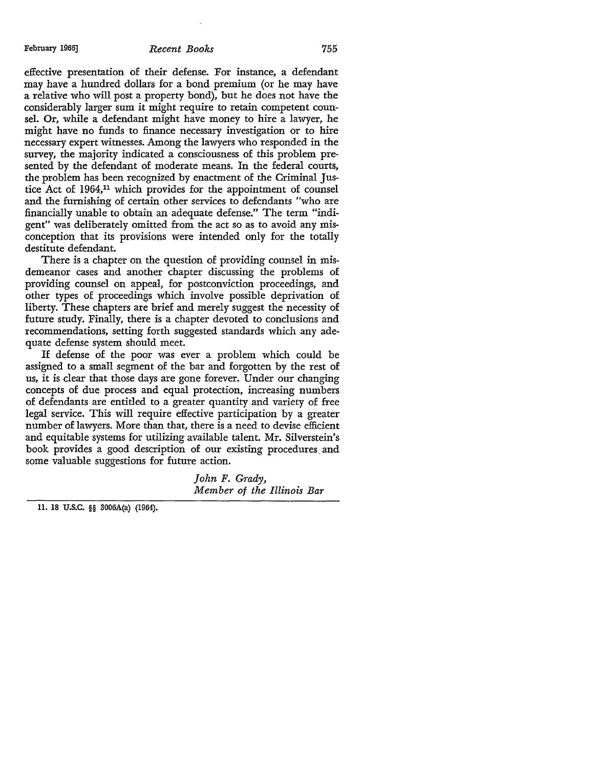effective presentation of their defense. For instance, a defendant may have a hundred dollars for a bond premium (or he may have a relative who will post a property bond), but he does not have the considerably larger sum it might require to retain competent counsel. Or, while a defendant might have money to hire a lawyer, he might have no funds to finance necessary investigation or to hire necessary expert witnesses. Among the lawyers who responded in the survey, the majority indicated a consciousness of this problem presented by the defendant of moderate means. In the federal courts, the problem has been recognized by enactment of the Criminal Justice Act of 1964,[11] which provides for the appointment of counsel and the furnishing of certain other services to defendants "who are financially unable to obtain an adequate defense." The term "indigent" was deliberately omitted from the act so as to avoid any misconception that its provisions were intended only for the totally destitute defendant.

There is a chapter on the question of providing counsel in misdemeanor cases and another chapter discussing the problems of providing counsel on appeal, for postconviction proceedings, and other types of proceedings which involve possible deprivation of liberty. These chapters are brief and merely suggest the necessity of future study. Finally, there is a chapter devoted to conclusions and recommendations, setting forth suggested standards which any adequate defense system should meet.

If defense of the poor was ever a problem which could be assigned to a small segment of the bar and forgotten by the rest of us, it is clear that those days are gone forever. Under our changing concepts of due process and equal protection, increasing numbers of defendants are entitled to a greater quantity and variety of free legal service. This will require effective participation by a greater number of lawyers. More than that, there is a need to devise efficient and equitable systems for utilizing available talent. Mr. Silverstein's book provides a good description of our existing procedures and some valuable suggestions for future action.

*John F. Grady,*
*Member of the Illinois Bar*

---

11. 18 U.S.C. §§ 3006A(a) (1964).